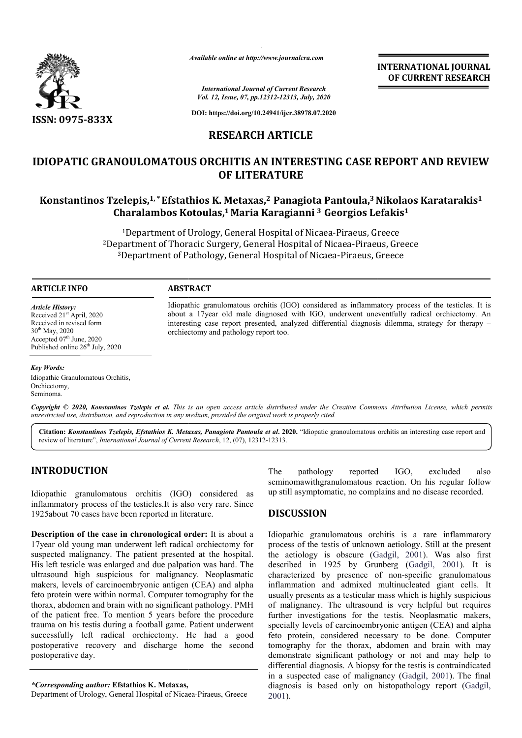*Available online at http://www.journalcra.com*

*International Journal of Current Research*
*Vol. 12, Issue, 07, pp.12312-12313, July, 2020*

**DOI: https://doi.org/10.24941/ijcr.38978.07.2020**

**ISSN: 0975-833X**

**INTERNATIONAL JOURNAL OF CURRENT RESEARCH**

## RESEARCH ARTICLE

# IDIOPATIC GRANOULOMATOUS ORCHITIS AN INTERESTING CASE REPORT AND REVIEW OF LITERATURE

**Konstantinos Tzelepis,[1,*] Efstathios K. Metaxas,[2] Panagiota Pantoula,[3] Nikolaos Karatarakis[1] Charalambos Kotoulas,[1] Maria Karagianni [3] Georgios Lefakis[1]**

[1]Department of Urology, General Hospital of Nicaea-Piraeus, Greece
[2]Department of Thoracic Surgery, General Hospital of Nicaea-Piraeus, Greece
[3]Department of Pathology, General Hospital of Nicaea-Piraeus, Greece

**ARTICLE INFO**

*Article History:*
Received 21[st] April, 2020
Received in revised form
30[th] May, 2020
Accepted 07[th] June, 2020
Published online 26[th] July, 2020

*Key Words:*
Idiopathic Granulomatous Orchitis,
Orchiectomy,
Seminoma.

**ABSTRACT**

Idiopathic granulomatous orchitis (IGO) considered as inflammatory process of the testicles. It is about a 17year old male diagnosed with IGO, underwent uneventfully radical orchiectomy. An interesting case report presented, analyzed differential diagnosis dilemma, strategy for therapy – orchiectomy and pathology report too.

**Copyright © 2020, Konstantinos Tzelepis et al.** *This is an open access article distributed under the Creative Commons Attribution License, which permits unrestricted use, distribution, and reproduction in any medium, provided the original work is properly cited.*

**Citation:** ***Konstantinos Tzelepis, Efstathios K. Metaxas, Panagiota Pantoula et al.* 2020.** "Idiopathic granoulomatous orchitis an interesting case report and review of literature", *International Journal of Current Research*, 12, (07), 12312-12313.

## INTRODUCTION

Idiopathic granulomatous orchitis (IGO) considered as inflammatory process of the testicles.It is also very rare. Since 1925about 70 cases have been reported in literature.

**Description of the case in chronological order:** It is about a 17year old young man underwent left radical orchiectomy for suspected malignancy. The patient presented at the hospital. His left testicle was enlarged and due palpation was hard. The ultrasound high suspicious for malignancy. Neoplasmatic makers, levels of carcinoembryonic antigen (CEA) and alpha feto protein were within normal. Computer tomography for the thorax, abdomen and brain with no significant pathology. PMH of the patient free. To mention 5 years before the procedure trauma on his testis during a football game. Patient underwent successfully left radical orchiectomy. He had a good postoperative recovery and discharge home the second postoperative day.

The pathology reported IGO, excluded also seminomawithgranulomatous reaction. On his regular follow up still asymptomatic, no complains and no disease recorded.

## DISCUSSION

Idiopathic granulomatous orchitis is a rare inflammatory process of the testis of unknown aetiology. Still at the present the aetiology is obscure (Gadgil, 2001). Was also first described in 1925 by Grunberg (Gadgil, 2001). It is characterized by presence of non-specific granulomatous inflammation and admixed multinucleated giant cells. It usually presents as a testicular mass which is highly suspicious of malignancy. The ultrasound is very helpful but requires further investigations for the testis. Neoplasmatic makers, specially levels of carcinoembryonic antigen (CEA) and alpha feto protein, considered necessary to be done. Computer tomography for the thorax, abdomen and brain with may demonstrate significant pathology or not and may help to differential diagnosis. A biopsy for the testis is contraindicated in a suspected case of malignancy (Gadgil, 2001). The final diagnosis is based only on histopathology report (Gadgil, 2001).

**\*Corresponding author: Efstathios K. Metaxas,**
Department of Urology, General Hospital of Nicaea-Piraeus, Greece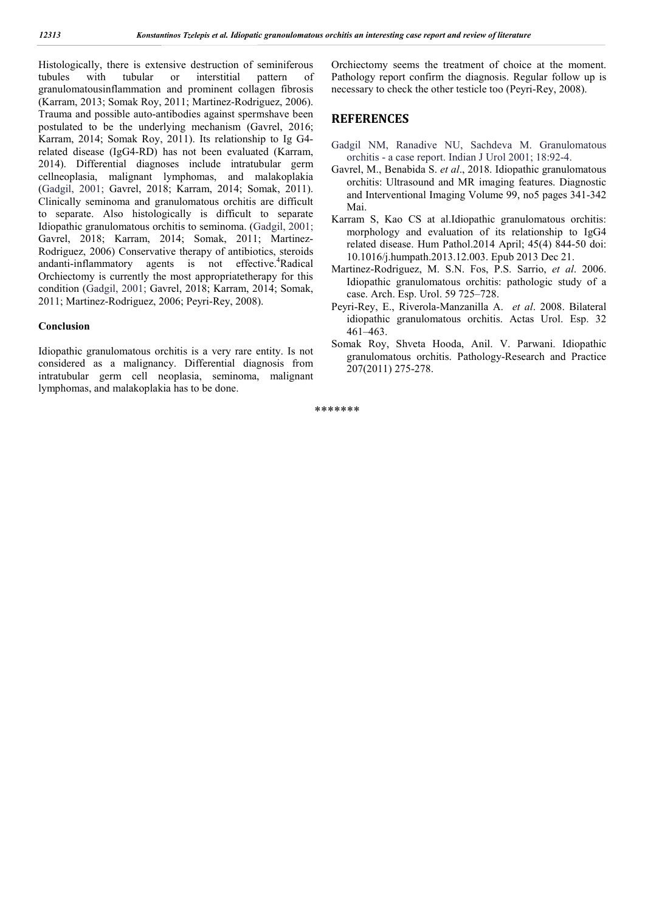Histologically, there is extensive destruction of seminiferous tubules with tubular or interstitial pattern of granulomatousinflammation and prominent collagen fibrosis (Karram, 2013; Somak Roy, 2011; Martinez-Rodriguez, 2006). Trauma and possible auto-antibodies against spermshave been postulated to be the underlying mechanism (Gavrel, 2016; Karram, 2014; Somak Roy, 2011). Its relationship to Ig G4-related disease (IgG4-RD) has not been evaluated (Karram, 2014). Differential diagnoses include intratubular germ cellneoplasia, malignant lymphomas, and malakoplakia (Gadgil, 2001; Gavrel, 2018; Karram, 2014; Somak, 2011). Clinically seminoma and granulomatous orchitis are difficult to separate. Also histologically is difficult to separate Idiopathic granulomatous orchitis to seminoma. (Gadgil, 2001; Gavrel, 2018; Karram, 2014; Somak, 2011; Martinez-Rodriguez, 2006) Conservative therapy of antibiotics, steroids andanti-inflammatory agents is not effective.[4]Radical Orchiectomy is currently the most appropriatetherapy for this condition (Gadgil, 2001; Gavrel, 2018; Karram, 2014; Somak, 2011; Martinez-Rodriguez, 2006; Peyri-Rey, 2008).

### Conclusion

Idiopathic granulomatous orchitis is a very rare entity. Is not considered as a malignancy. Differential diagnosis from intratubular germ cell neoplasia, seminoma, malignant lymphomas, and malakoplakia has to be done.

Orchiectomy seems the treatment of choice at the moment. Pathology report confirm the diagnosis. Regular follow up is necessary to check the other testicle too (Peyri-Rey, 2008).

## REFERENCES

Gadgil NM, Ranadive NU, Sachdeva M. Granulomatous orchitis - a case report. Indian J Urol 2001; 18:92-4.

Gavrel, M., Benabida S. *et al*., 2018. Idiopathic granulomatous orchitis: Ultrasound and MR imaging features. Diagnostic and Interventional Imaging Volume 99, no5 pages 341-342 Mai.

Karram S, Kao CS at al.Idiopathic granulomatous orchitis: morphology and evaluation of its relationship to IgG4 related disease. Hum Pathol.2014 April; 45(4) 844-50 doi: 10.1016/j.humpath.2013.12.003. Epub 2013 Dec 21.

Martinez-Rodriguez, M. S.N. Fos, P.S. Sarrio, *et al*. 2006. Idiopathic granulomatous orchitis: pathologic study of a case. Arch. Esp. Urol. 59 725–728.

Peyri-Rey, E., Riverola-Manzanilla A. *et al*. 2008. Bilateral idiopathic granulomatous orchitis. Actas Urol. Esp. 32 461–463.

Somak Roy, Shveta Hooda, Anil. V. Parwani. Idiopathic granulomatous orchitis. Pathology-Research and Practice 207(2011) 275-278.

*******